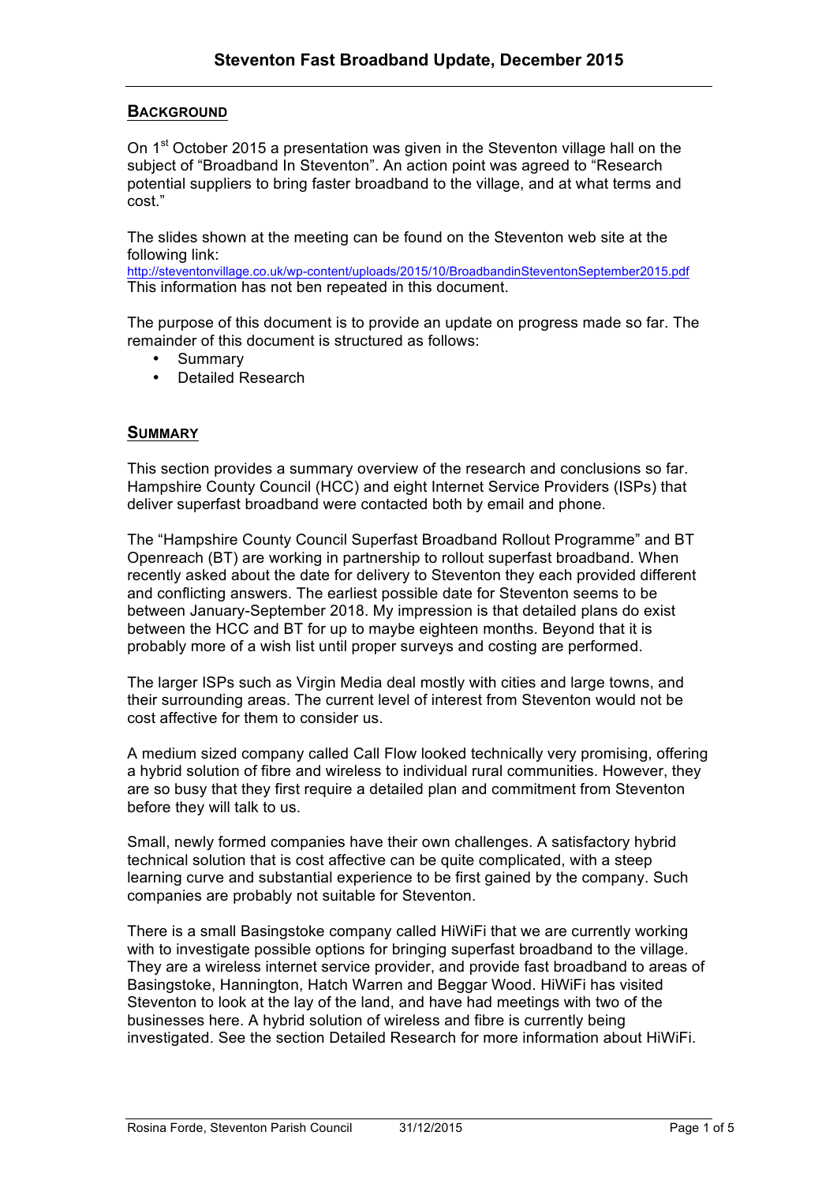# Steventon Fast Broadband Update, December 2015

## Background

On 1st October 2015 a presentation was given in the Steventon village hall on the subject of "Broadband In Steventon". An action point was agreed to "Research potential suppliers to bring faster broadband to the village, and at what terms and cost."

The slides shown at the meeting can be found on the Steventon web site at the following link:
http://steventonvillage.co.uk/wp-content/uploads/2015/10/BroadbandinSteventonSeptember2015.pdf
This information has not ben repeated in this document.

The purpose of this document is to provide an update on progress made so far. The remainder of this document is structured as follows:

- Summary
- Detailed Research

## Summary

This section provides a summary overview of the research and conclusions so far. Hampshire County Council (HCC) and eight Internet Service Providers (ISPs) that deliver superfast broadband were contacted both by email and phone.

The "Hampshire County Council Superfast Broadband Rollout Programme" and BT Openreach (BT) are working in partnership to rollout superfast broadband. When recently asked about the date for delivery to Steventon they each provided different and conflicting answers. The earliest possible date for Steventon seems to be between January-September 2018. My impression is that detailed plans do exist between the HCC and BT for up to maybe eighteen months. Beyond that it is probably more of a wish list until proper surveys and costing are performed.

The larger ISPs such as Virgin Media deal mostly with cities and large towns, and their surrounding areas. The current level of interest from Steventon would not be cost affective for them to consider us.

A medium sized company called Call Flow looked technically very promising, offering a hybrid solution of fibre and wireless to individual rural communities. However, they are so busy that they first require a detailed plan and commitment from Steventon before they will talk to us.

Small, newly formed companies have their own challenges. A satisfactory hybrid technical solution that is cost affective can be quite complicated, with a steep learning curve and substantial experience to be first gained by the company. Such companies are probably not suitable for Steventon.

There is a small Basingstoke company called HiWiFi that we are currently working with to investigate possible options for bringing superfast broadband to the village. They are a wireless internet service provider, and provide fast broadband to areas of Basingstoke, Hannington, Hatch Warren and Beggar Wood. HiWiFi has visited Steventon to look at the lay of the land, and have had meetings with two of the businesses here. A hybrid solution of wireless and fibre is currently being investigated. See the section Detailed Research for more information about HiWiFi.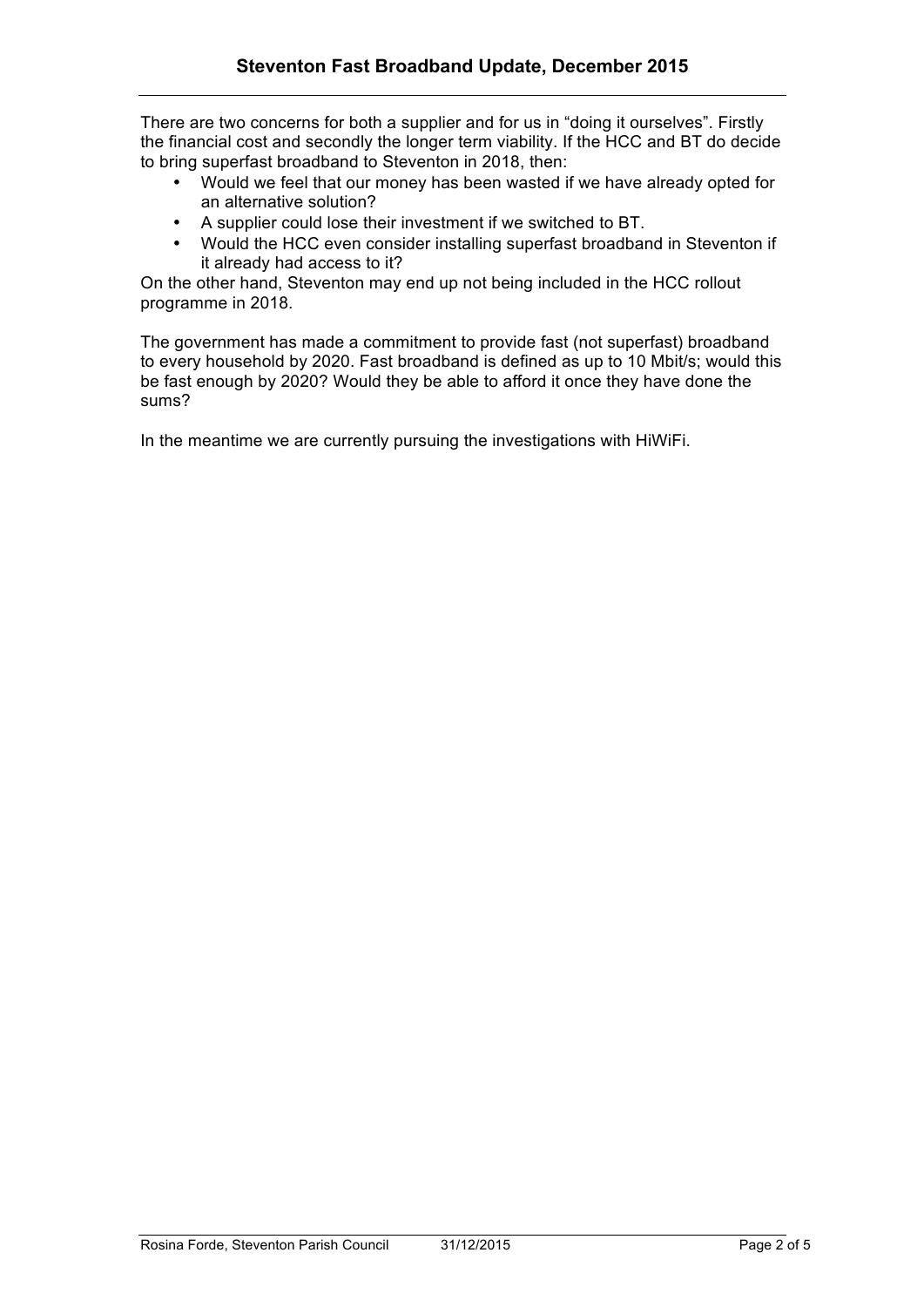There are two concerns for both a supplier and for us in "doing it ourselves". Firstly the financial cost and secondly the longer term viability. If the HCC and BT do decide to bring superfast broadband to Steventon in 2018, then:

- Would we feel that our money has been wasted if we have already opted for an alternative solution?
- A supplier could lose their investment if we switched to BT.
- Would the HCC even consider installing superfast broadband in Steventon if it already had access to it?

On the other hand, Steventon may end up not being included in the HCC rollout programme in 2018.

The government has made a commitment to provide fast (not superfast) broadband to every household by 2020. Fast broadband is defined as up to 10 Mbit/s; would this be fast enough by 2020? Would they be able to afford it once they have done the sums?

In the meantime we are currently pursuing the investigations with HiWiFi.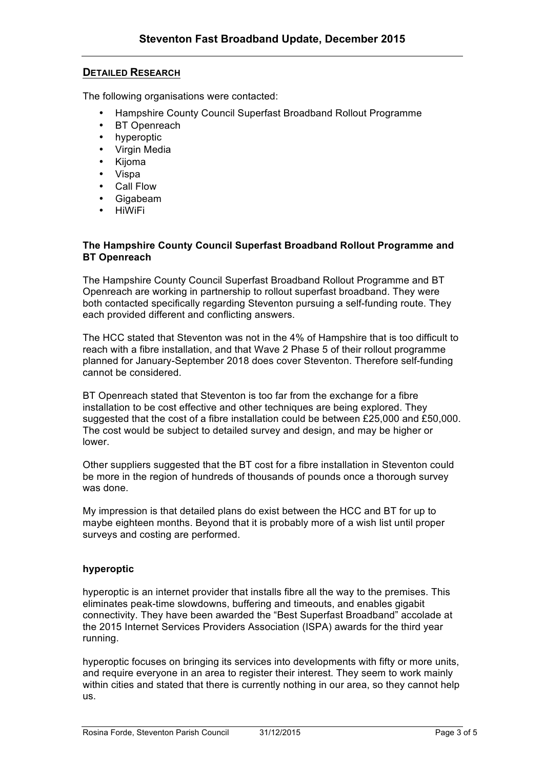## DETAILED RESEARCH

The following organisations were contacted:

- Hampshire County Council Superfast Broadband Rollout Programme
- BT Openreach
- hyperoptic
- Virgin Media
- Kijoma
- Vispa
- Call Flow
- Gigabeam
- HiWiFi

### The Hampshire County Council Superfast Broadband Rollout Programme and BT Openreach

The Hampshire County Council Superfast Broadband Rollout Programme and BT Openreach are working in partnership to rollout superfast broadband. They were both contacted specifically regarding Steventon pursuing a self-funding route. They each provided different and conflicting answers.

The HCC stated that Steventon was not in the 4% of Hampshire that is too difficult to reach with a fibre installation, and that Wave 2 Phase 5 of their rollout programme planned for January-September 2018 does cover Steventon. Therefore self-funding cannot be considered.

BT Openreach stated that Steventon is too far from the exchange for a fibre installation to be cost effective and other techniques are being explored. They suggested that the cost of a fibre installation could be between £25,000 and £50,000. The cost would be subject to detailed survey and design, and may be higher or lower.

Other suppliers suggested that the BT cost for a fibre installation in Steventon could be more in the region of hundreds of thousands of pounds once a thorough survey was done.

My impression is that detailed plans do exist between the HCC and BT for up to maybe eighteen months. Beyond that it is probably more of a wish list until proper surveys and costing are performed.

### hyperoptic

hyperoptic is an internet provider that installs fibre all the way to the premises. This eliminates peak-time slowdowns, buffering and timeouts, and enables gigabit connectivity. They have been awarded the "Best Superfast Broadband" accolade at the 2015 Internet Services Providers Association (ISPA) awards for the third year running.

hyperoptic focuses on bringing its services into developments with fifty or more units, and require everyone in an area to register their interest. They seem to work mainly within cities and stated that there is currently nothing in our area, so they cannot help us.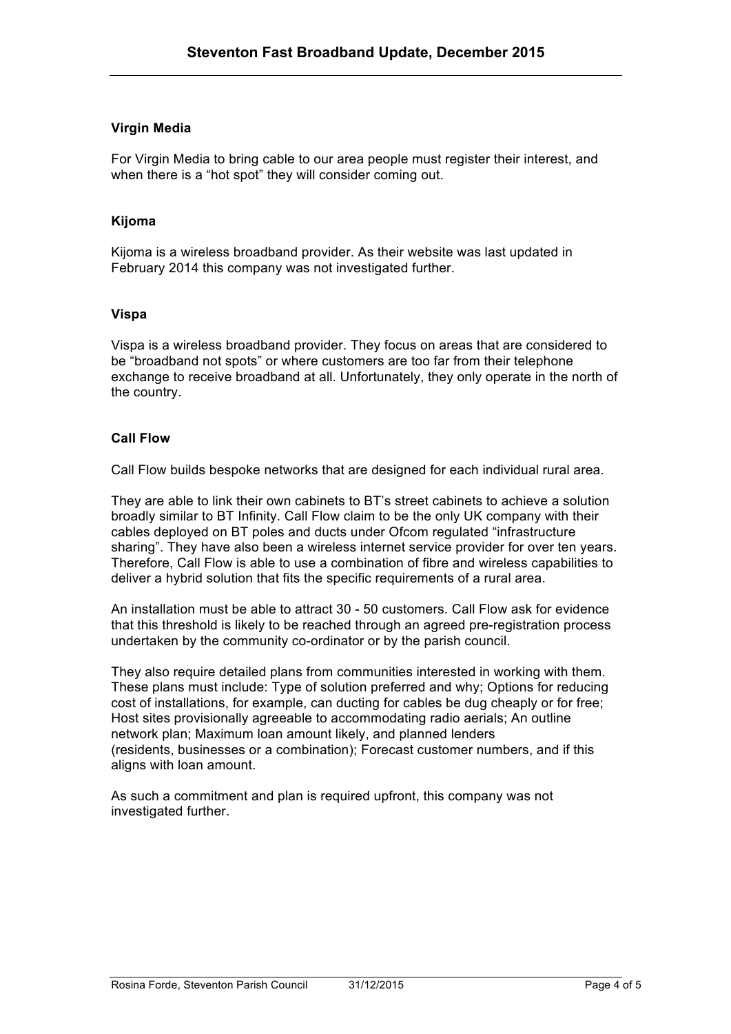### Virgin Media

For Virgin Media to bring cable to our area people must register their interest, and when there is a "hot spot" they will consider coming out.

### Kijoma

Kijoma is a wireless broadband provider. As their website was last updated in February 2014 this company was not investigated further.

### Vispa

Vispa is a wireless broadband provider. They focus on areas that are considered to be "broadband not spots" or where customers are too far from their telephone exchange to receive broadband at all. Unfortunately, they only operate in the north of the country.

### Call Flow

Call Flow builds bespoke networks that are designed for each individual rural area.

They are able to link their own cabinets to BT's street cabinets to achieve a solution broadly similar to BT Infinity. Call Flow claim to be the only UK company with their cables deployed on BT poles and ducts under Ofcom regulated "infrastructure sharing". They have also been a wireless internet service provider for over ten years. Therefore, Call Flow is able to use a combination of fibre and wireless capabilities to deliver a hybrid solution that fits the specific requirements of a rural area.

An installation must be able to attract 30 - 50 customers. Call Flow ask for evidence that this threshold is likely to be reached through an agreed pre-registration process undertaken by the community co-ordinator or by the parish council.

They also require detailed plans from communities interested in working with them. These plans must include: Type of solution preferred and why; Options for reducing cost of installations, for example, can ducting for cables be dug cheaply or for free; Host sites provisionally agreeable to accommodating radio aerials; An outline network plan; Maximum loan amount likely, and planned lenders (residents, businesses or a combination); Forecast customer numbers, and if this aligns with loan amount.

As such a commitment and plan is required upfront, this company was not investigated further.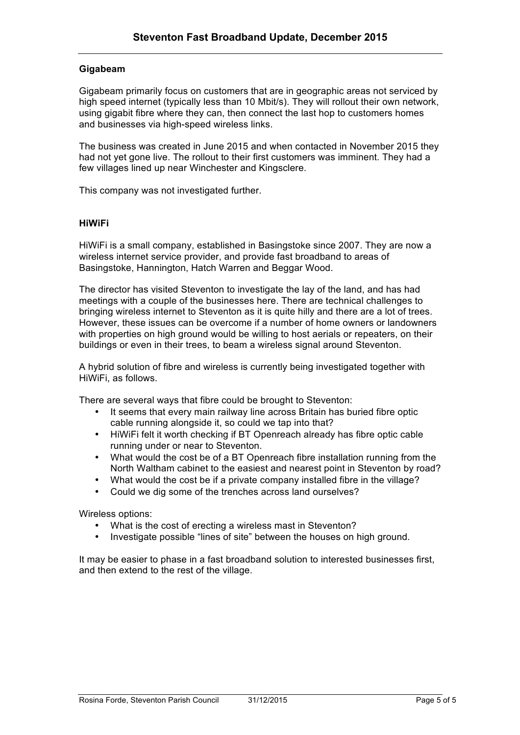### Gigabeam

Gigabeam primarily focus on customers that are in geographic areas not serviced by high speed internet (typically less than 10 Mbit/s). They will rollout their own network, using gigabit fibre where they can, then connect the last hop to customers homes and businesses via high-speed wireless links.

The business was created in June 2015 and when contacted in November 2015 they had not yet gone live. The rollout to their first customers was imminent. They had a few villages lined up near Winchester and Kingsclere.

This company was not investigated further.

### HiWiFi

HiWiFi is a small company, established in Basingstoke since 2007. They are now a wireless internet service provider, and provide fast broadband to areas of Basingstoke, Hannington, Hatch Warren and Beggar Wood.

The director has visited Steventon to investigate the lay of the land, and has had meetings with a couple of the businesses here. There are technical challenges to bringing wireless internet to Steventon as it is quite hilly and there are a lot of trees. However, these issues can be overcome if a number of home owners or landowners with properties on high ground would be willing to host aerials or repeaters, on their buildings or even in their trees, to beam a wireless signal around Steventon.

A hybrid solution of fibre and wireless is currently being investigated together with HiWiFi, as follows.

There are several ways that fibre could be brought to Steventon:

- It seems that every main railway line across Britain has buried fibre optic cable running alongside it, so could we tap into that?
- HiWiFi felt it worth checking if BT Openreach already has fibre optic cable running under or near to Steventon.
- What would the cost be of a BT Openreach fibre installation running from the North Waltham cabinet to the easiest and nearest point in Steventon by road?
- What would the cost be if a private company installed fibre in the village?
- Could we dig some of the trenches across land ourselves?

Wireless options:

- What is the cost of erecting a wireless mast in Steventon?
- Investigate possible "lines of site" between the houses on high ground.

It may be easier to phase in a fast broadband solution to interested businesses first, and then extend to the rest of the village.